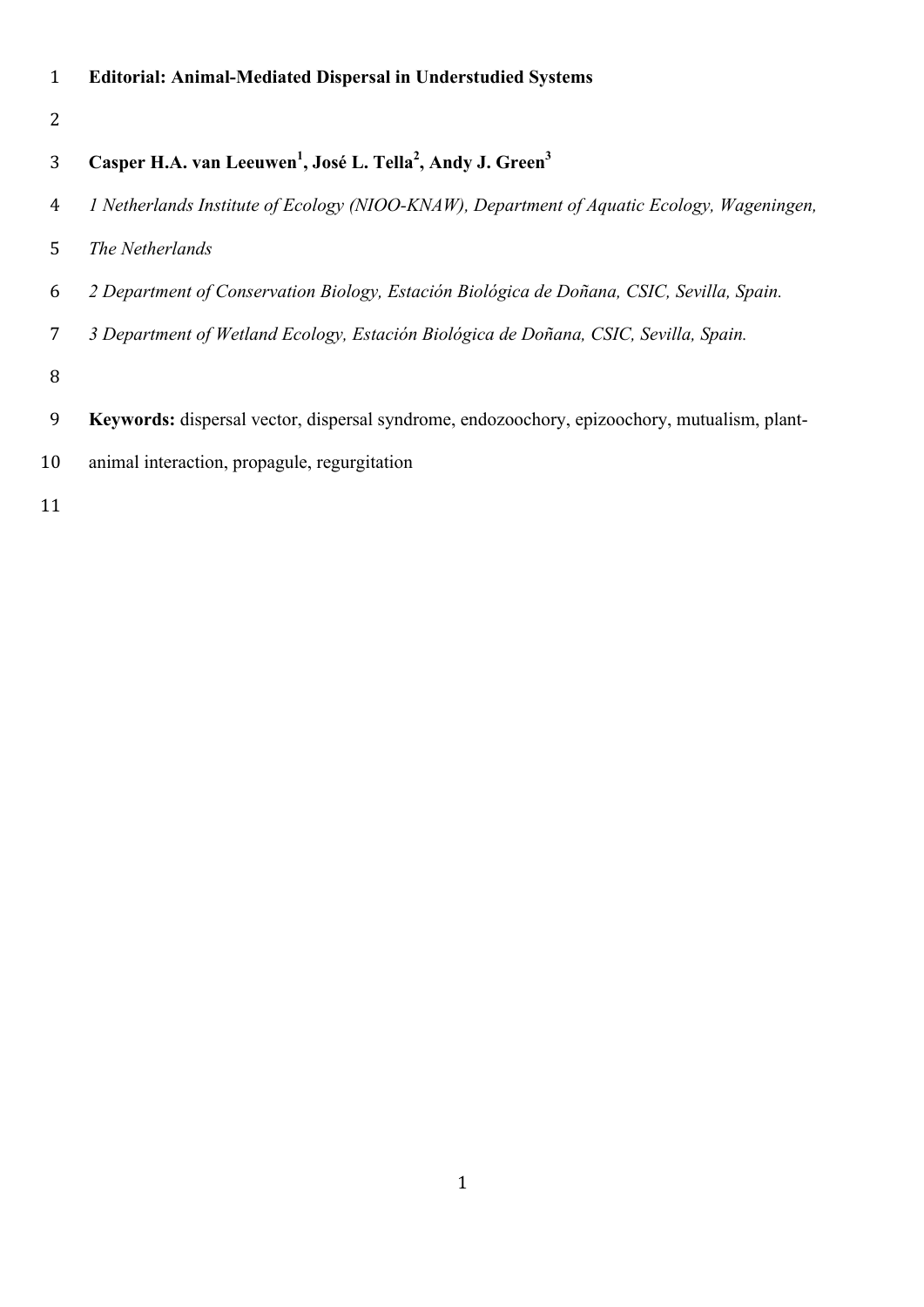# Editorial: Animal-Mediated Dispersal in Understudied Systems

**Casper H.A. van Leeuwen[1], José L. Tella[2], Andy J. Green[3]**

*1 Netherlands Institute of Ecology (NIOO-KNAW), Department of Aquatic Ecology, Wageningen, The Netherlands*

*2 Department of Conservation Biology, Estación Biológica de Doñana, CSIC, Sevilla, Spain.*

*3 Department of Wetland Ecology, Estación Biológica de Doñana, CSIC, Sevilla, Spain.*

**Keywords:** dispersal vector, dispersal syndrome, endozoochory, epizoochory, mutualism, plant-animal interaction, propagule, regurgitation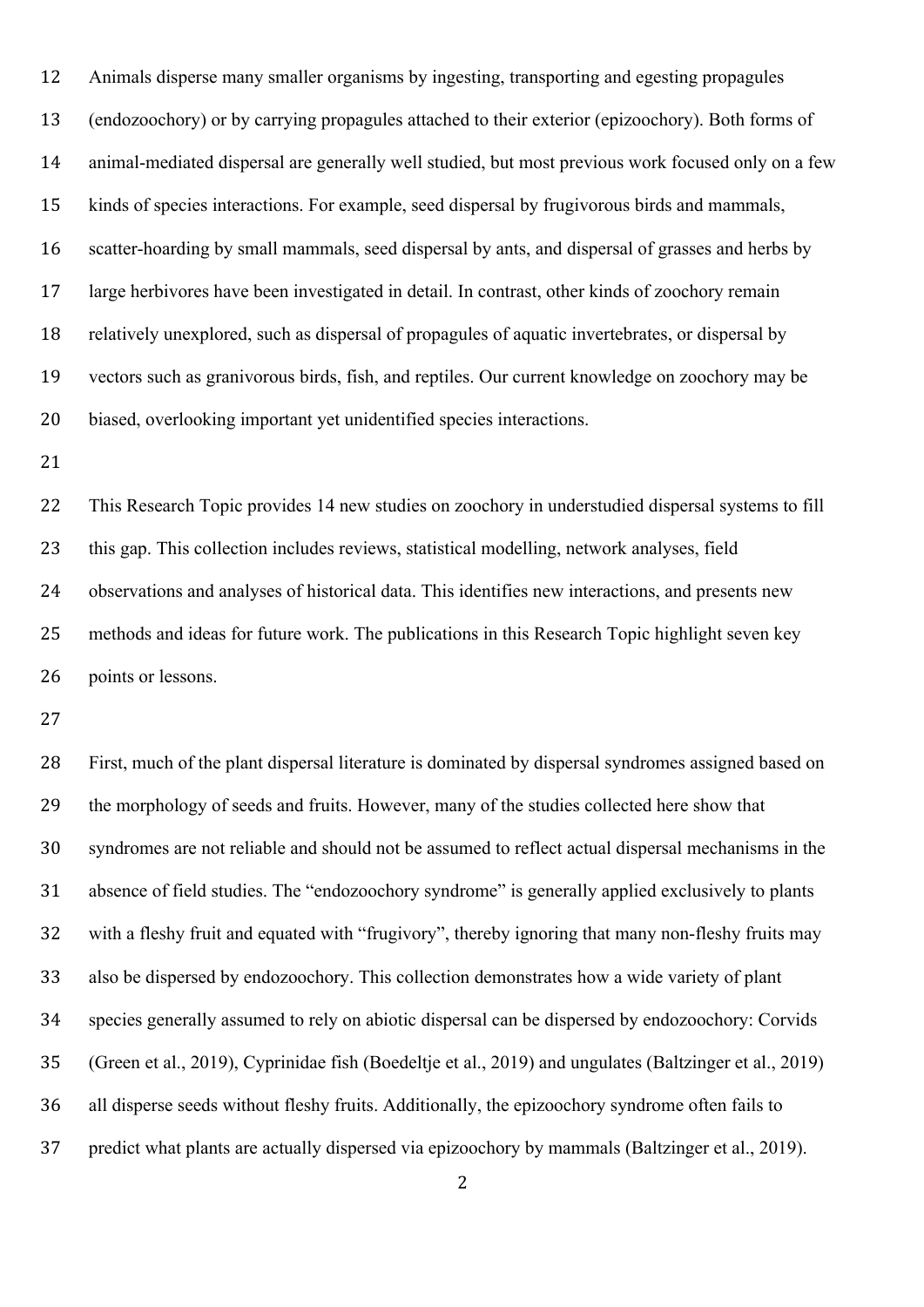Animals disperse many smaller organisms by ingesting, transporting and egesting propagules (endozoochory) or by carrying propagules attached to their exterior (epizoochory). Both forms of animal-mediated dispersal are generally well studied, but most previous work focused only on a few kinds of species interactions. For example, seed dispersal by frugivorous birds and mammals, scatter-hoarding by small mammals, seed dispersal by ants, and dispersal of grasses and herbs by large herbivores have been investigated in detail. In contrast, other kinds of zoochory remain relatively unexplored, such as dispersal of propagules of aquatic invertebrates, or dispersal by vectors such as granivorous birds, fish, and reptiles. Our current knowledge on zoochory may be biased, overlooking important yet unidentified species interactions.

This Research Topic provides 14 new studies on zoochory in understudied dispersal systems to fill this gap. This collection includes reviews, statistical modelling, network analyses, field observations and analyses of historical data. This identifies new interactions, and presents new methods and ideas for future work. The publications in this Research Topic highlight seven key points or lessons.

First, much of the plant dispersal literature is dominated by dispersal syndromes assigned based on the morphology of seeds and fruits. However, many of the studies collected here show that syndromes are not reliable and should not be assumed to reflect actual dispersal mechanisms in the absence of field studies. The "endozoochory syndrome" is generally applied exclusively to plants with a fleshy fruit and equated with "frugivory", thereby ignoring that many non-fleshy fruits may also be dispersed by endozoochory. This collection demonstrates how a wide variety of plant species generally assumed to rely on abiotic dispersal can be dispersed by endozoochory: Corvids (Green et al., 2019), Cyprinidae fish (Boedeltje et al., 2019) and ungulates (Baltzinger et al., 2019) all disperse seeds without fleshy fruits. Additionally, the epizoochory syndrome often fails to predict what plants are actually dispersed via epizoochory by mammals (Baltzinger et al., 2019).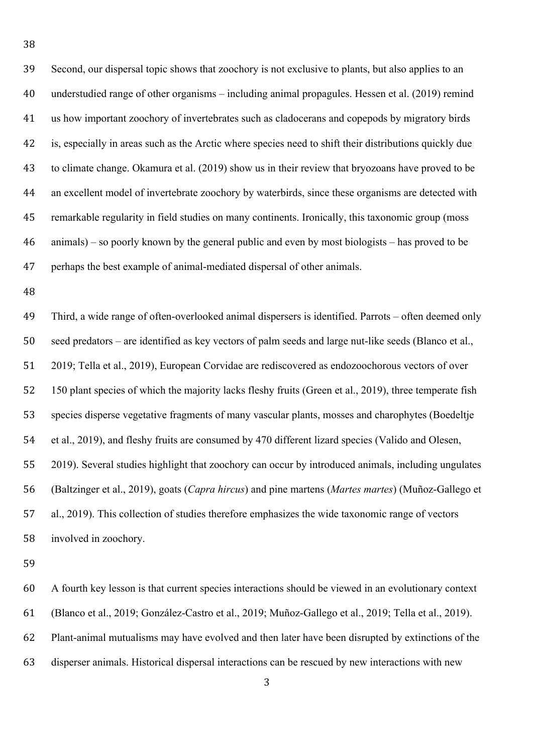Second, our dispersal topic shows that zoochory is not exclusive to plants, but also applies to an understudied range of other organisms – including animal propagules. Hessen et al. (2019) remind us how important zoochory of invertebrates such as cladocerans and copepods by migratory birds is, especially in areas such as the Arctic where species need to shift their distributions quickly due to climate change. Okamura et al. (2019) show us in their review that bryozoans have proved to be an excellent model of invertebrate zoochory by waterbirds, since these organisms are detected with remarkable regularity in field studies on many continents. Ironically, this taxonomic group (moss animals) – so poorly known by the general public and even by most biologists – has proved to be perhaps the best example of animal-mediated dispersal of other animals.

Third, a wide range of often-overlooked animal dispersers is identified. Parrots – often deemed only seed predators – are identified as key vectors of palm seeds and large nut-like seeds (Blanco et al., 2019; Tella et al., 2019), European Corvidae are rediscovered as endozoochorous vectors of over 150 plant species of which the majority lacks fleshy fruits (Green et al., 2019), three temperate fish species disperse vegetative fragments of many vascular plants, mosses and charophytes (Boedeltje et al., 2019), and fleshy fruits are consumed by 470 different lizard species (Valido and Olesen, 2019). Several studies highlight that zoochory can occur by introduced animals, including ungulates (Baltzinger et al., 2019), goats (*Capra hircus*) and pine martens (*Martes martes*) (Muñoz-Gallego et al., 2019). This collection of studies therefore emphasizes the wide taxonomic range of vectors involved in zoochory.

A fourth key lesson is that current species interactions should be viewed in an evolutionary context (Blanco et al., 2019; González-Castro et al., 2019; Muñoz-Gallego et al., 2019; Tella et al., 2019). Plant-animal mutualisms may have evolved and then later have been disrupted by extinctions of the disperser animals. Historical dispersal interactions can be rescued by new interactions with new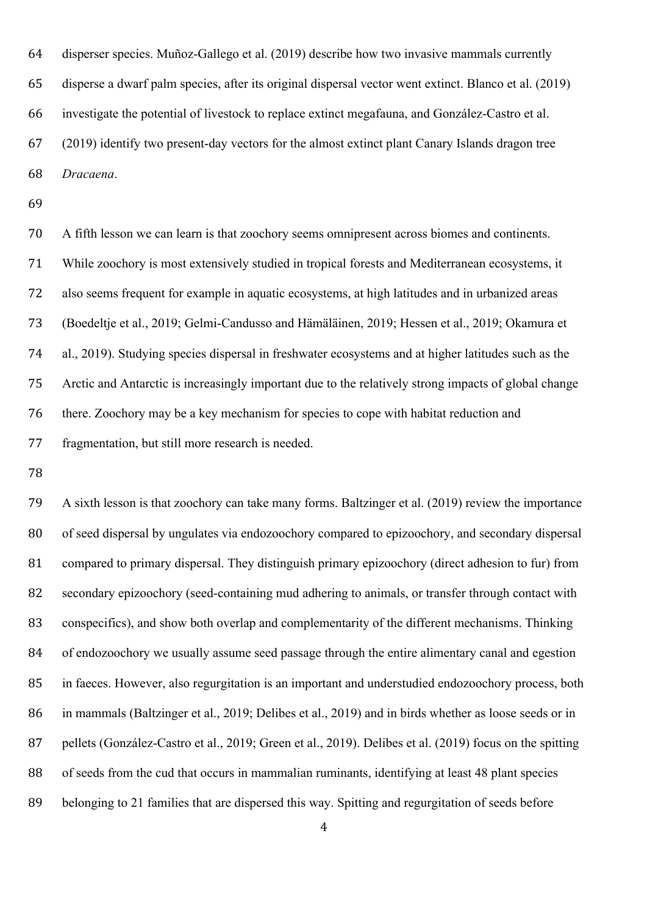disperser species. Muñoz-Gallego et al. (2019) describe how two invasive mammals currently disperse a dwarf palm species, after its original dispersal vector went extinct. Blanco et al. (2019) investigate the potential of livestock to replace extinct megafauna, and González-Castro et al. (2019) identify two present-day vectors for the almost extinct plant Canary Islands dragon tree *Dracaena*.

A fifth lesson we can learn is that zoochory seems omnipresent across biomes and continents. While zoochory is most extensively studied in tropical forests and Mediterranean ecosystems, it also seems frequent for example in aquatic ecosystems, at high latitudes and in urbanized areas (Boedeltje et al., 2019; Gelmi-Candusso and Hämäläinen, 2019; Hessen et al., 2019; Okamura et al., 2019). Studying species dispersal in freshwater ecosystems and at higher latitudes such as the Arctic and Antarctic is increasingly important due to the relatively strong impacts of global change there. Zoochory may be a key mechanism for species to cope with habitat reduction and fragmentation, but still more research is needed.

A sixth lesson is that zoochory can take many forms. Baltzinger et al. (2019) review the importance of seed dispersal by ungulates via endozoochory compared to epizoochory, and secondary dispersal compared to primary dispersal. They distinguish primary epizoochory (direct adhesion to fur) from secondary epizoochory (seed-containing mud adhering to animals, or transfer through contact with conspecifics), and show both overlap and complementarity of the different mechanisms. Thinking of endozoochory we usually assume seed passage through the entire alimentary canal and egestion in faeces. However, also regurgitation is an important and understudied endozoochory process, both in mammals (Baltzinger et al., 2019; Delibes et al., 2019) and in birds whether as loose seeds or in pellets (González-Castro et al., 2019; Green et al., 2019). Delibes et al. (2019) focus on the spitting of seeds from the cud that occurs in mammalian ruminants, identifying at least 48 plant species belonging to 21 families that are dispersed this way. Spitting and regurgitation of seeds before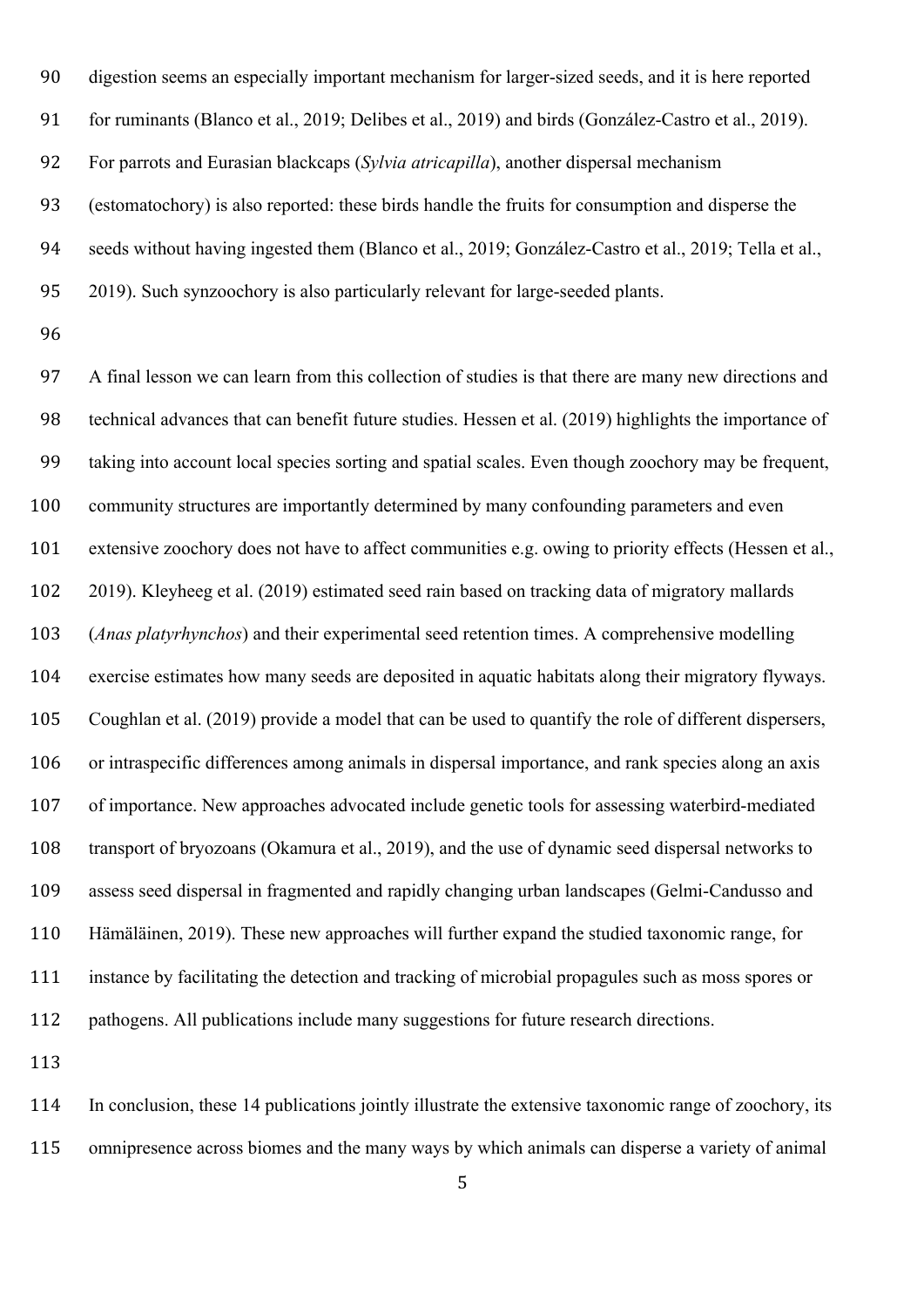digestion seems an especially important mechanism for larger-sized seeds, and it is here reported for ruminants (Blanco et al., 2019; Delibes et al., 2019) and birds (González-Castro et al., 2019). For parrots and Eurasian blackcaps (*Sylvia atricapilla*), another dispersal mechanism (estomatochory) is also reported: these birds handle the fruits for consumption and disperse the seeds without having ingested them (Blanco et al., 2019; González-Castro et al., 2019; Tella et al., 2019). Such synzoochory is also particularly relevant for large-seeded plants.

A final lesson we can learn from this collection of studies is that there are many new directions and technical advances that can benefit future studies. Hessen et al. (2019) highlights the importance of taking into account local species sorting and spatial scales. Even though zoochory may be frequent, community structures are importantly determined by many confounding parameters and even extensive zoochory does not have to affect communities e.g. owing to priority effects (Hessen et al., 2019). Kleyheeg et al. (2019) estimated seed rain based on tracking data of migratory mallards (*Anas platyrhynchos*) and their experimental seed retention times. A comprehensive modelling exercise estimates how many seeds are deposited in aquatic habitats along their migratory flyways. Coughlan et al. (2019) provide a model that can be used to quantify the role of different dispersers, or intraspecific differences among animals in dispersal importance, and rank species along an axis of importance. New approaches advocated include genetic tools for assessing waterbird-mediated transport of bryozoans (Okamura et al., 2019), and the use of dynamic seed dispersal networks to assess seed dispersal in fragmented and rapidly changing urban landscapes (Gelmi-Candusso and Hämäläinen, 2019). These new approaches will further expand the studied taxonomic range, for instance by facilitating the detection and tracking of microbial propagules such as moss spores or pathogens. All publications include many suggestions for future research directions.

In conclusion, these 14 publications jointly illustrate the extensive taxonomic range of zoochory, its omnipresence across biomes and the many ways by which animals can disperse a variety of animal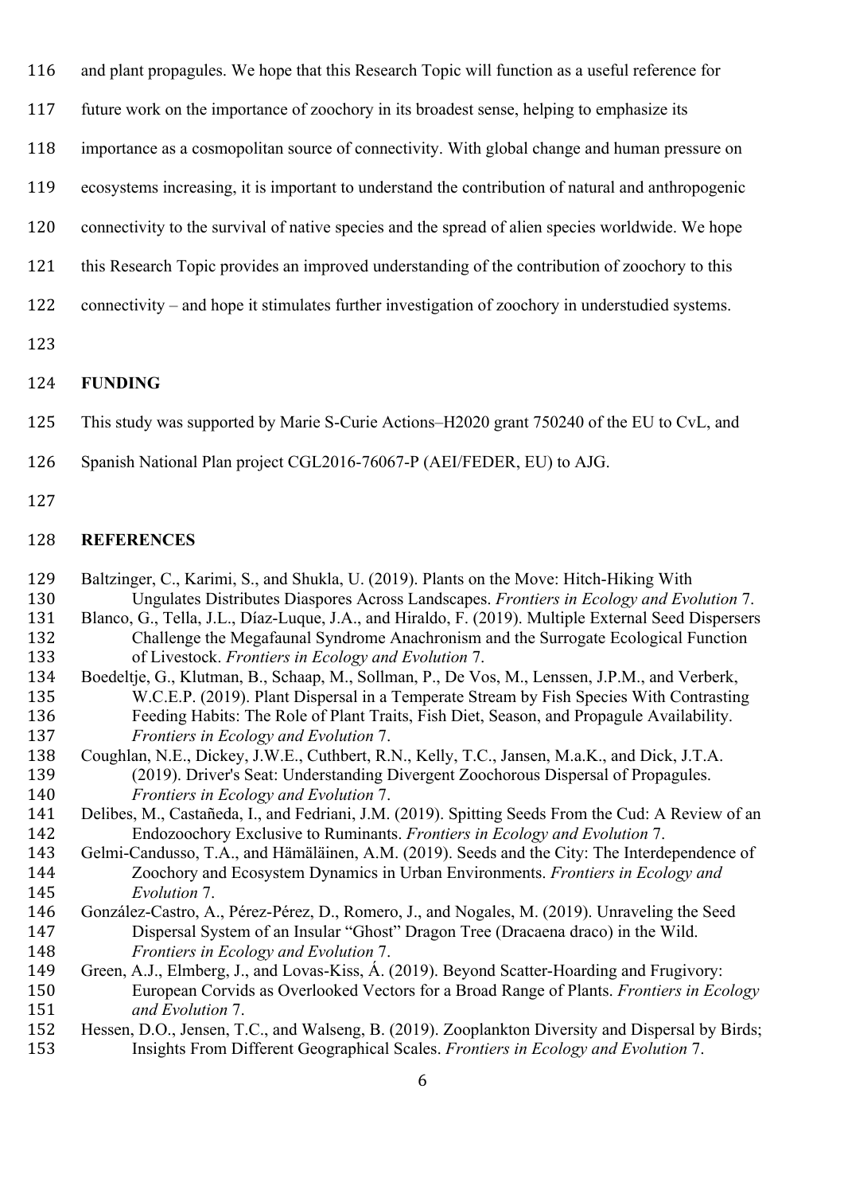and plant propagules. We hope that this Research Topic will function as a useful reference for future work on the importance of zoochory in its broadest sense, helping to emphasize its importance as a cosmopolitan source of connectivity. With global change and human pressure on ecosystems increasing, it is important to understand the contribution of natural and anthropogenic connectivity to the survival of native species and the spread of alien species worldwide. We hope this Research Topic provides an improved understanding of the contribution of zoochory to this connectivity – and hope it stimulates further investigation of zoochory in understudied systems.

## FUNDING

This study was supported by Marie S-Curie Actions–H2020 grant 750240 of the EU to CvL, and Spanish National Plan project CGL2016-76067-P (AEI/FEDER, EU) to AJG.

## REFERENCES

Baltzinger, C., Karimi, S., and Shukla, U. (2019). Plants on the Move: Hitch-Hiking With Ungulates Distributes Diaspores Across Landscapes. *Frontiers in Ecology and Evolution* 7.

Blanco, G., Tella, J.L., Díaz-Luque, J.A., and Hiraldo, F. (2019). Multiple External Seed Dispersers Challenge the Megafaunal Syndrome Anachronism and the Surrogate Ecological Function of Livestock. *Frontiers in Ecology and Evolution* 7.

Boedeltje, G., Klutman, B., Schaap, M., Sollman, P., De Vos, M., Lenssen, J.P.M., and Verberk, W.C.E.P. (2019). Plant Dispersal in a Temperate Stream by Fish Species With Contrasting Feeding Habits: The Role of Plant Traits, Fish Diet, Season, and Propagule Availability. *Frontiers in Ecology and Evolution* 7.

Coughlan, N.E., Dickey, J.W.E., Cuthbert, R.N., Kelly, T.C., Jansen, M.a.K., and Dick, J.T.A. (2019). Driver's Seat: Understanding Divergent Zoochorous Dispersal of Propagules. *Frontiers in Ecology and Evolution* 7.

Delibes, M., Castañeda, I., and Fedriani, J.M. (2019). Spitting Seeds From the Cud: A Review of an Endozoochory Exclusive to Ruminants. *Frontiers in Ecology and Evolution* 7.

Gelmi-Candusso, T.A., and Hämäläinen, A.M. (2019). Seeds and the City: The Interdependence of Zoochory and Ecosystem Dynamics in Urban Environments. *Frontiers in Ecology and Evolution* 7.

González-Castro, A., Pérez-Pérez, D., Romero, J., and Nogales, M. (2019). Unraveling the Seed Dispersal System of an Insular "Ghost" Dragon Tree (Dracaena draco) in the Wild. *Frontiers in Ecology and Evolution* 7.

Green, A.J., Elmberg, J., and Lovas-Kiss, Á. (2019). Beyond Scatter-Hoarding and Frugivory: European Corvids as Overlooked Vectors for a Broad Range of Plants. *Frontiers in Ecology and Evolution* 7.

Hessen, D.O., Jensen, T.C., and Walseng, B. (2019). Zooplankton Diversity and Dispersal by Birds; Insights From Different Geographical Scales. *Frontiers in Ecology and Evolution* 7.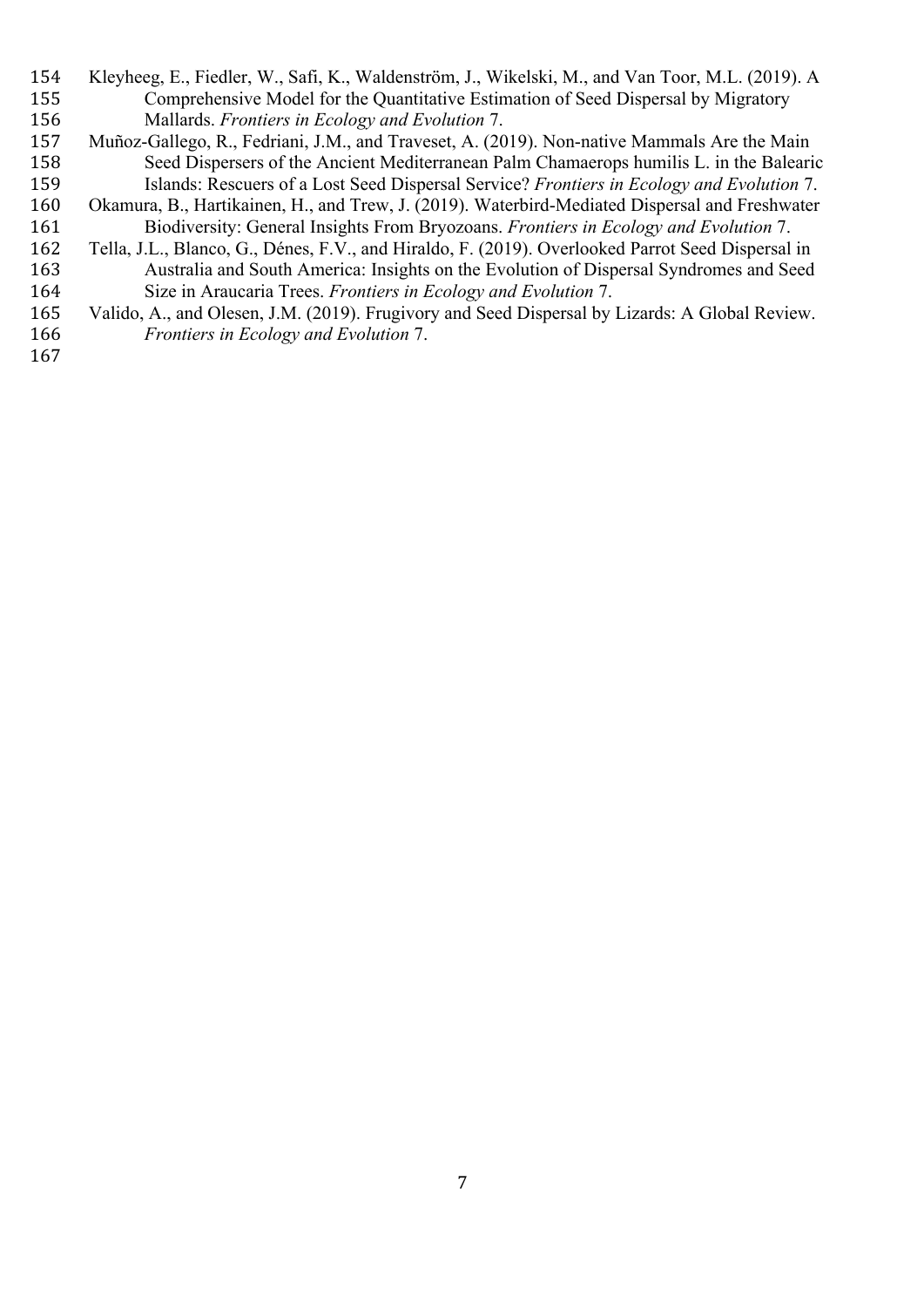Kleyheeg, E., Fiedler, W., Safi, K., Waldenström, J., Wikelski, M., and Van Toor, M.L. (2019). A Comprehensive Model for the Quantitative Estimation of Seed Dispersal by Migratory Mallards. *Frontiers in Ecology and Evolution* 7.

Muñoz-Gallego, R., Fedriani, J.M., and Traveset, A. (2019). Non-native Mammals Are the Main Seed Dispersers of the Ancient Mediterranean Palm Chamaerops humilis L. in the Balearic Islands: Rescuers of a Lost Seed Dispersal Service? *Frontiers in Ecology and Evolution* 7.

Okamura, B., Hartikainen, H., and Trew, J. (2019). Waterbird-Mediated Dispersal and Freshwater Biodiversity: General Insights From Bryozoans. *Frontiers in Ecology and Evolution* 7.

Tella, J.L., Blanco, G., Dénes, F.V., and Hiraldo, F. (2019). Overlooked Parrot Seed Dispersal in Australia and South America: Insights on the Evolution of Dispersal Syndromes and Seed Size in Araucaria Trees. *Frontiers in Ecology and Evolution* 7.

Valido, A., and Olesen, J.M. (2019). Frugivory and Seed Dispersal by Lizards: A Global Review. *Frontiers in Ecology and Evolution* 7.